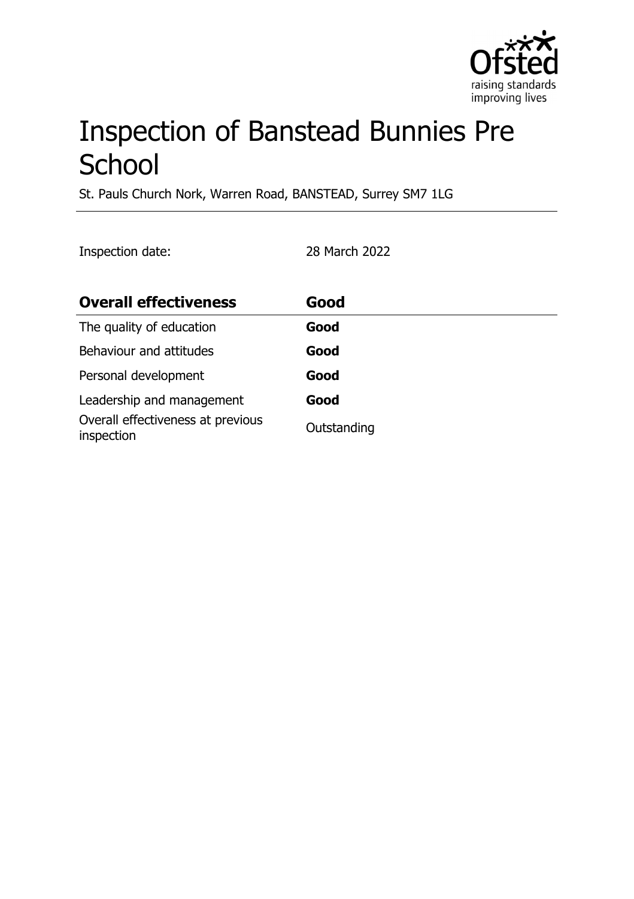# Inspection of Banstead Bunnies Pre School

St. Pauls Church Nork, Warren Road, BANSTEAD, Surrey SM7 1LG

Inspection date: 28 March 2022

| **Overall effectiveness** | **Good** |
| --- | --- |
| The quality of education | **Good** |
| Behaviour and attitudes | **Good** |
| Personal development | **Good** |
| Leadership and management | **Good** |
| Overall effectiveness at previous inspection | Outstanding |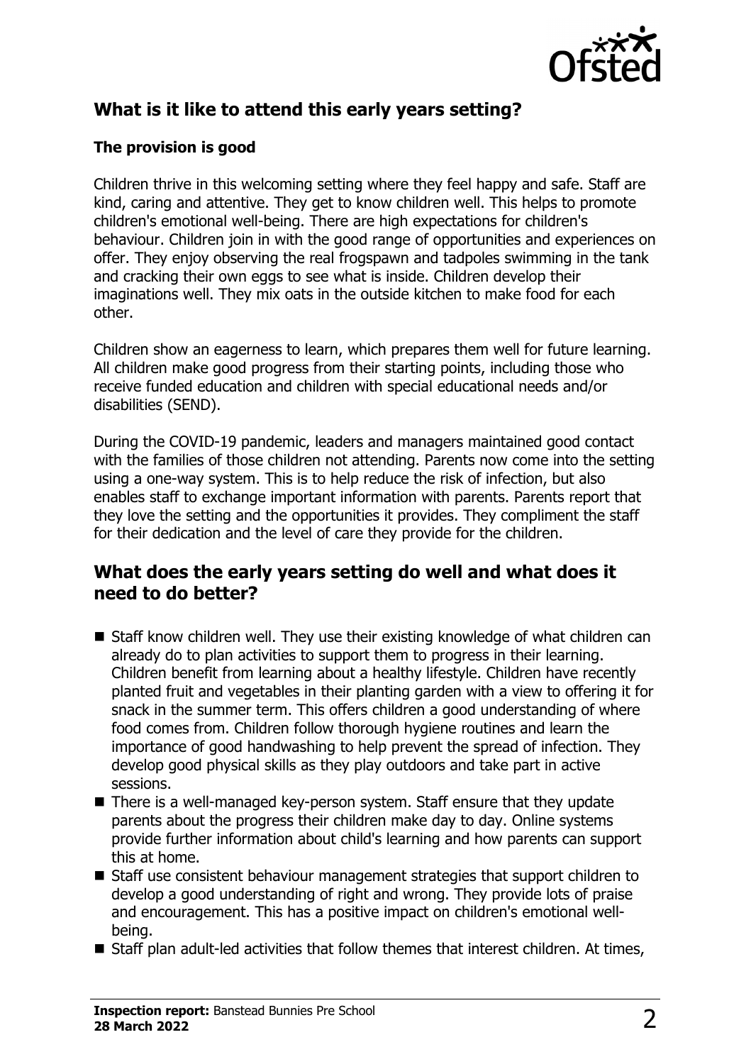## What is it like to attend this early years setting?

### The provision is good

Children thrive in this welcoming setting where they feel happy and safe. Staff are kind, caring and attentive. They get to know children well. This helps to promote children's emotional well-being. There are high expectations for children's behaviour. Children join in with the good range of opportunities and experiences on offer. They enjoy observing the real frogspawn and tadpoles swimming in the tank and cracking their own eggs to see what is inside. Children develop their imaginations well. They mix oats in the outside kitchen to make food for each other.

Children show an eagerness to learn, which prepares them well for future learning. All children make good progress from their starting points, including those who receive funded education and children with special educational needs and/or disabilities (SEND).

During the COVID-19 pandemic, leaders and managers maintained good contact with the families of those children not attending. Parents now come into the setting using a one-way system. This is to help reduce the risk of infection, but also enables staff to exchange important information with parents. Parents report that they love the setting and the opportunities it provides. They compliment the staff for their dedication and the level of care they provide for the children.

## What does the early years setting do well and what does it need to do better?

- Staff know children well. They use their existing knowledge of what children can already do to plan activities to support them to progress in their learning. Children benefit from learning about a healthy lifestyle. Children have recently planted fruit and vegetables in their planting garden with a view to offering it for snack in the summer term. This offers children a good understanding of where food comes from. Children follow thorough hygiene routines and learn the importance of good handwashing to help prevent the spread of infection. They develop good physical skills as they play outdoors and take part in active sessions.
- There is a well-managed key-person system. Staff ensure that they update parents about the progress their children make day to day. Online systems provide further information about child's learning and how parents can support this at home.
- Staff use consistent behaviour management strategies that support children to develop a good understanding of right and wrong. They provide lots of praise and encouragement. This has a positive impact on children's emotional well-being.
- Staff plan adult-led activities that follow themes that interest children. At times,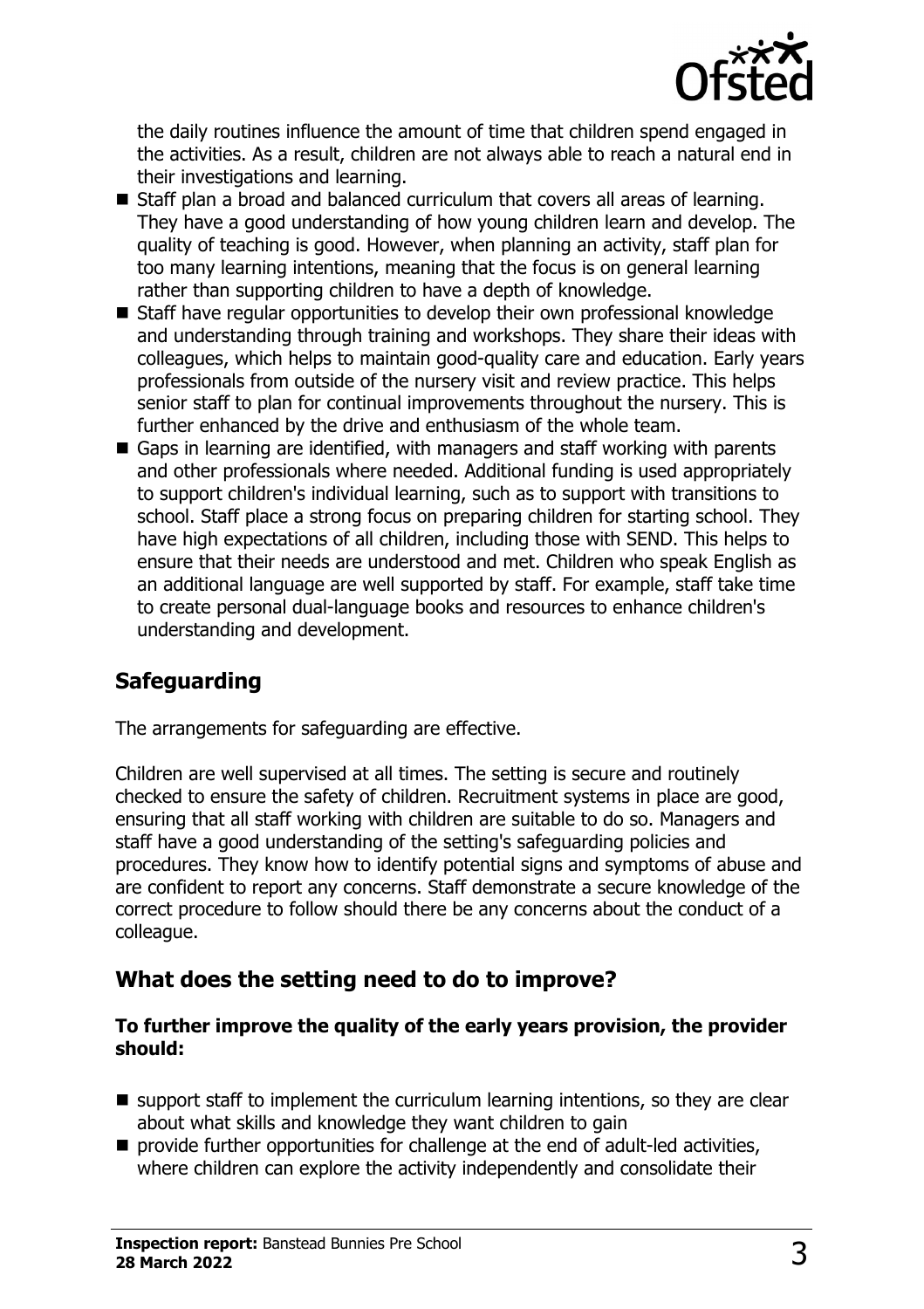the daily routines influence the amount of time that children spend engaged in the activities. As a result, children are not always able to reach a natural end in their investigations and learning.

- Staff plan a broad and balanced curriculum that covers all areas of learning. They have a good understanding of how young children learn and develop. The quality of teaching is good. However, when planning an activity, staff plan for too many learning intentions, meaning that the focus is on general learning rather than supporting children to have a depth of knowledge.
- Staff have regular opportunities to develop their own professional knowledge and understanding through training and workshops. They share their ideas with colleagues, which helps to maintain good-quality care and education. Early years professionals from outside of the nursery visit and review practice. This helps senior staff to plan for continual improvements throughout the nursery. This is further enhanced by the drive and enthusiasm of the whole team.
- Gaps in learning are identified, with managers and staff working with parents and other professionals where needed. Additional funding is used appropriately to support children's individual learning, such as to support with transitions to school. Staff place a strong focus on preparing children for starting school. They have high expectations of all children, including those with SEND. This helps to ensure that their needs are understood and met. Children who speak English as an additional language are well supported by staff. For example, staff take time to create personal dual-language books and resources to enhance children's understanding and development.

## Safeguarding

The arrangements for safeguarding are effective.

Children are well supervised at all times. The setting is secure and routinely checked to ensure the safety of children. Recruitment systems in place are good, ensuring that all staff working with children are suitable to do so. Managers and staff have a good understanding of the setting's safeguarding policies and procedures. They know how to identify potential signs and symptoms of abuse and are confident to report any concerns. Staff demonstrate a secure knowledge of the correct procedure to follow should there be any concerns about the conduct of a colleague.

## What does the setting need to do to improve?

**To further improve the quality of the early years provision, the provider should:**

- support staff to implement the curriculum learning intentions, so they are clear about what skills and knowledge they want children to gain
- provide further opportunities for challenge at the end of adult-led activities, where children can explore the activity independently and consolidate their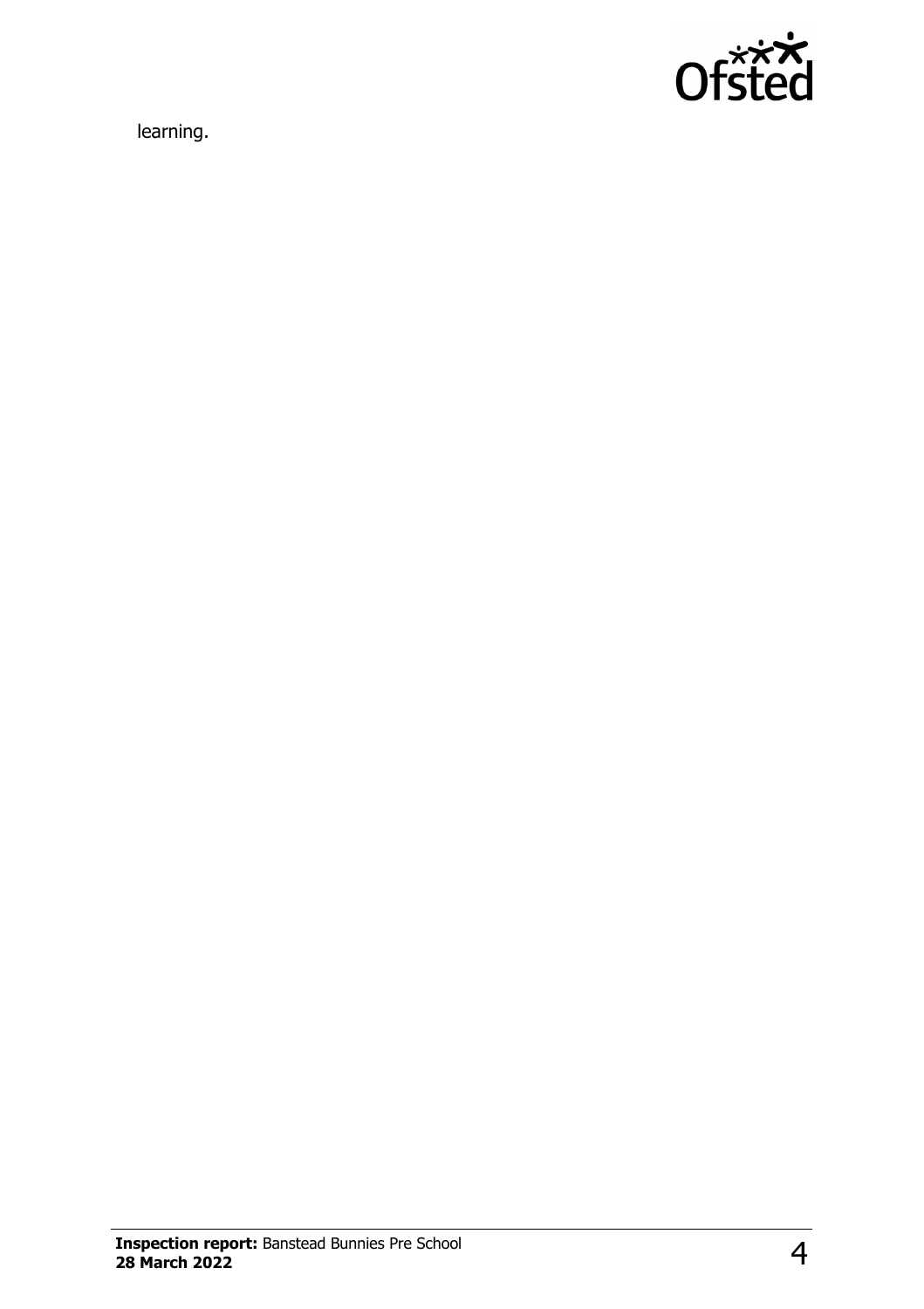learning.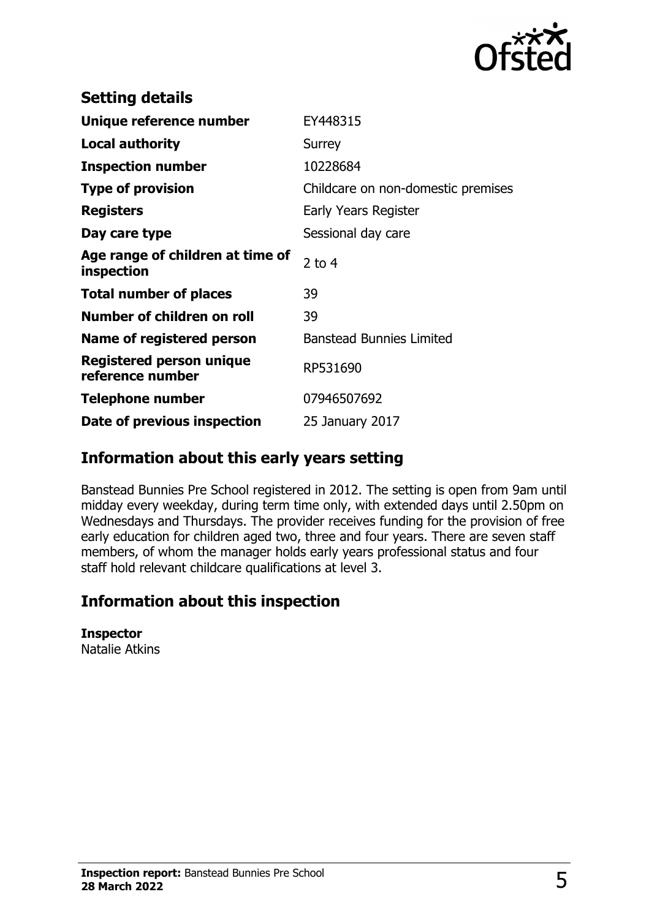## Setting details

| | |
|---|---|
| **Unique reference number** | EY448315 |
| **Local authority** | Surrey |
| **Inspection number** | 10228684 |
| **Type of provision** | Childcare on non-domestic premises |
| **Registers** | Early Years Register |
| **Day care type** | Sessional day care |
| **Age range of children at time of inspection** | 2 to 4 |
| **Total number of places** | 39 |
| **Number of children on roll** | 39 |
| **Name of registered person** | Banstead Bunnies Limited |
| **Registered person unique reference number** | RP531690 |
| **Telephone number** | 07946507692 |
| **Date of previous inspection** | 25 January 2017 |

## Information about this early years setting

Banstead Bunnies Pre School registered in 2012. The setting is open from 9am until midday every weekday, during term time only, with extended days until 2.50pm on Wednesdays and Thursdays. The provider receives funding for the provision of free early education for children aged two, three and four years. There are seven staff members, of whom the manager holds early years professional status and four staff hold relevant childcare qualifications at level 3.

## Information about this inspection

**Inspector**
Natalie Atkins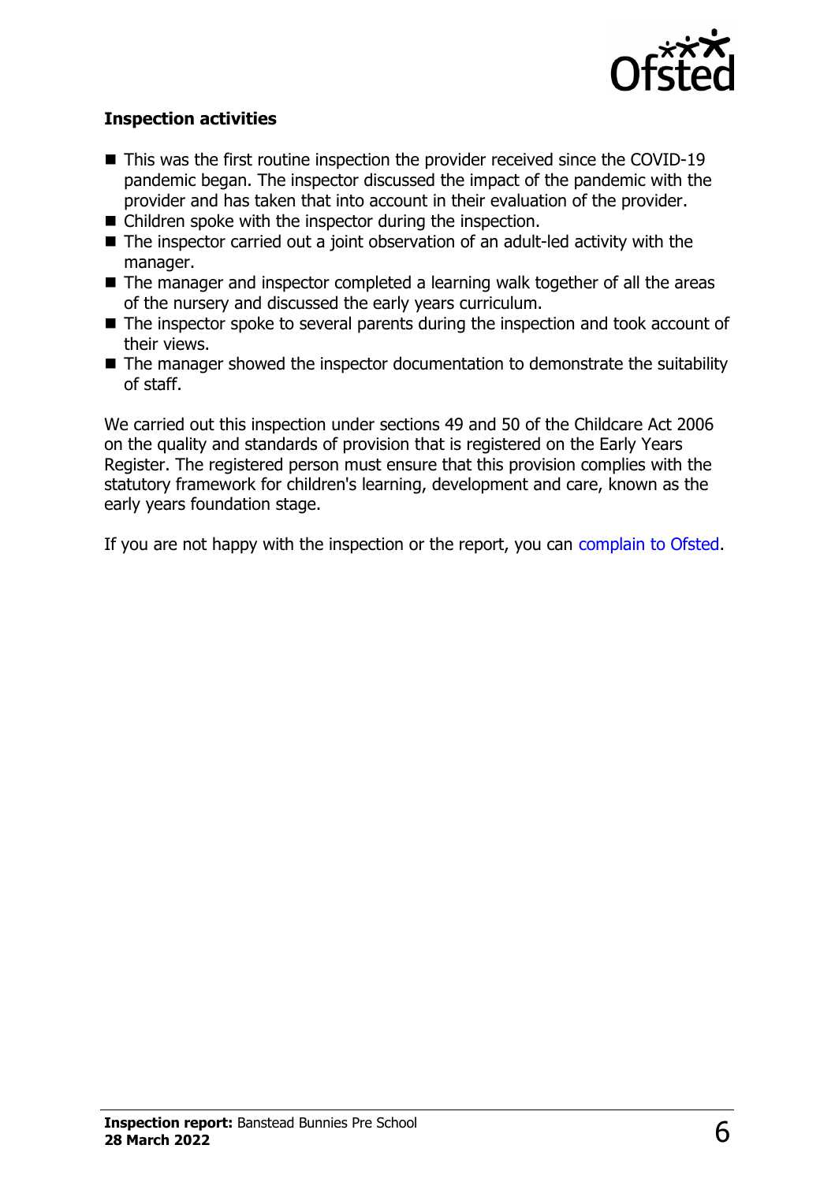### Inspection activities

- This was the first routine inspection the provider received since the COVID-19 pandemic began. The inspector discussed the impact of the pandemic with the provider and has taken that into account in their evaluation of the provider.
- Children spoke with the inspector during the inspection.
- The inspector carried out a joint observation of an adult-led activity with the manager.
- The manager and inspector completed a learning walk together of all the areas of the nursery and discussed the early years curriculum.
- The inspector spoke to several parents during the inspection and took account of their views.
- The manager showed the inspector documentation to demonstrate the suitability of staff.

We carried out this inspection under sections 49 and 50 of the Childcare Act 2006 on the quality and standards of provision that is registered on the Early Years Register. The registered person must ensure that this provision complies with the statutory framework for children's learning, development and care, known as the early years foundation stage.

If you are not happy with the inspection or the report, you can complain to Ofsted.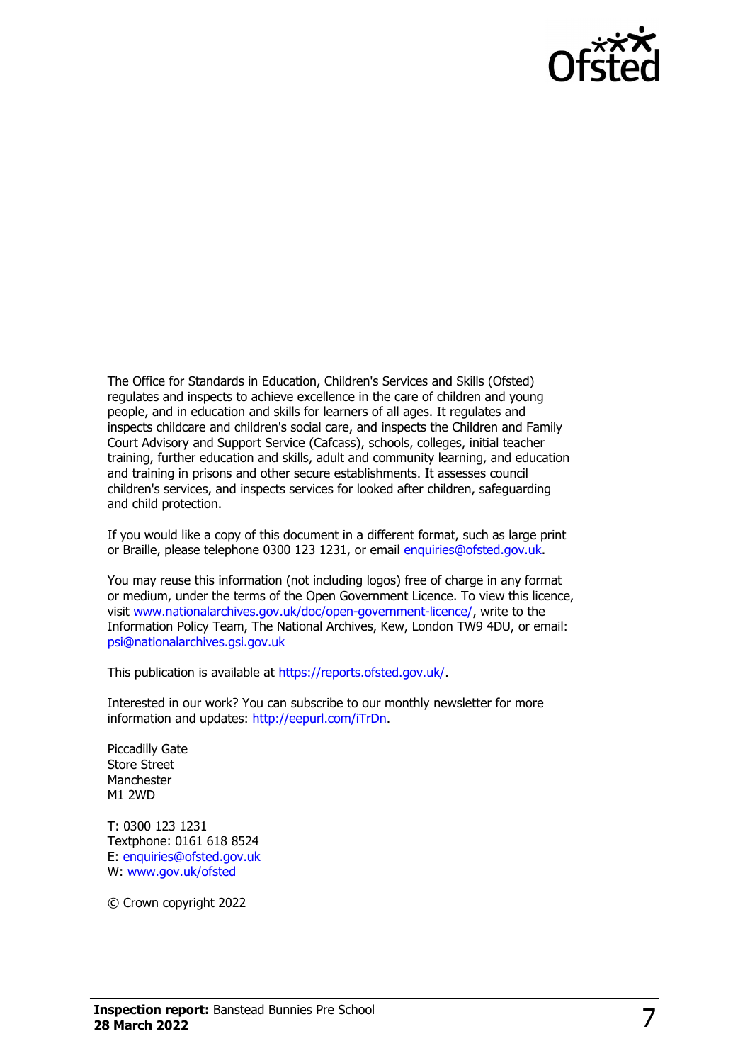The Office for Standards in Education, Children's Services and Skills (Ofsted) regulates and inspects to achieve excellence in the care of children and young people, and in education and skills for learners of all ages. It regulates and inspects childcare and children's social care, and inspects the Children and Family Court Advisory and Support Service (Cafcass), schools, colleges, initial teacher training, further education and skills, adult and community learning, and education and training in prisons and other secure establishments. It assesses council children's services, and inspects services for looked after children, safeguarding and child protection.

If you would like a copy of this document in a different format, such as large print or Braille, please telephone 0300 123 1231, or email enquiries@ofsted.gov.uk.

You may reuse this information (not including logos) free of charge in any format or medium, under the terms of the Open Government Licence. To view this licence, visit www.nationalarchives.gov.uk/doc/open-government-licence/, write to the Information Policy Team, The National Archives, Kew, London TW9 4DU, or email: psi@nationalarchives.gsi.gov.uk

This publication is available at https://reports.ofsted.gov.uk/.

Interested in our work? You can subscribe to our monthly newsletter for more information and updates: http://eepurl.com/iTrDn.

Piccadilly Gate
Store Street
Manchester
M1 2WD

T: 0300 123 1231
Textphone: 0161 618 8524
E: enquiries@ofsted.gov.uk
W: www.gov.uk/ofsted

© Crown copyright 2022